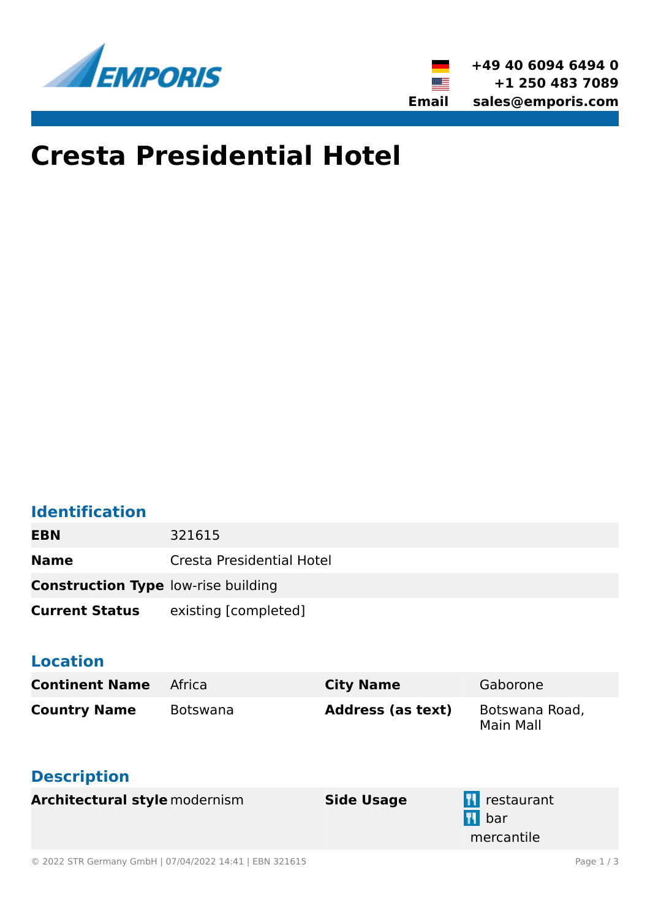+49 40 6094 6494 0
+1 250 483 7089
**Email** sales@emporis.com

# Cresta Presidential Hotel

## Identification

| | |
|---|---|
| **EBN** | 321615 |
| **Name** | Cresta Presidential Hotel |
| **Construction Type** | low-rise building |
| **Current Status** | existing [completed] |

## Location

| | | | |
|---|---|---|---|
| **Continent Name** | Africa | **City Name** | Gaborone |
| **Country Name** | Botswana | **Address (as text)** | Botswana Road, Main Mall |

## Description

| | | | |
|---|---|---|---|
| **Architectural style** | modernism | **Side Usage** | restaurant<br>bar<br>mercantile |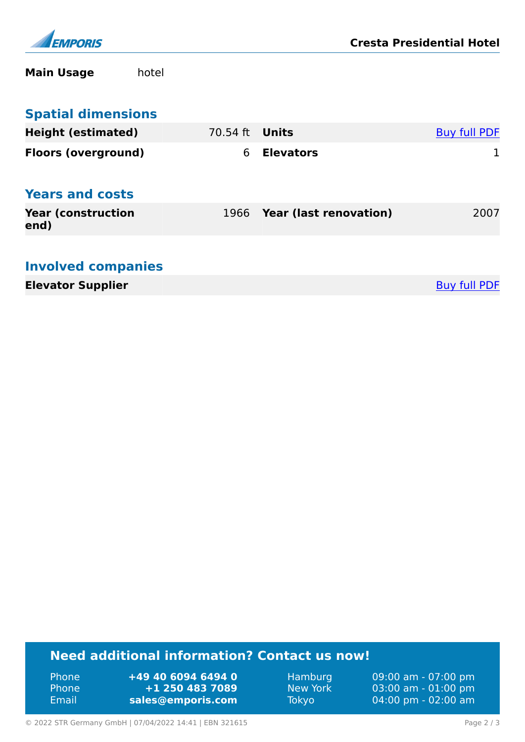**Main Usage** hotel

## Spatial dimensions

| | | | |
|---|---|---|---|
| **Height (estimated)** | 70.54 ft | **Units** | Buy full PDF |
| **Floors (overground)** | 6 | **Elevators** | 1 |

## Years and costs

| | | | |
|---|---|---|---|
| **Year (construction end)** | 1966 | **Year (last renovation)** | 2007 |

## Involved companies

| | | |
|---|---|---|
| **Elevator Supplier** | | Buy full PDF |

## Need additional information? Contact us now!

| | | | |
|---|---|---|---|
| Phone | **+49 40 6094 6494 0** | Hamburg | 09:00 am - 07:00 pm |
| Phone | **+1 250 483 7089** | New York | 03:00 am - 01:00 pm |
| Email | **sales@emporis.com** | Tokyo | 04:00 pm - 02:00 am |

© 2022 STR Germany GmbH | 07/04/2022 14:41 | EBN 321615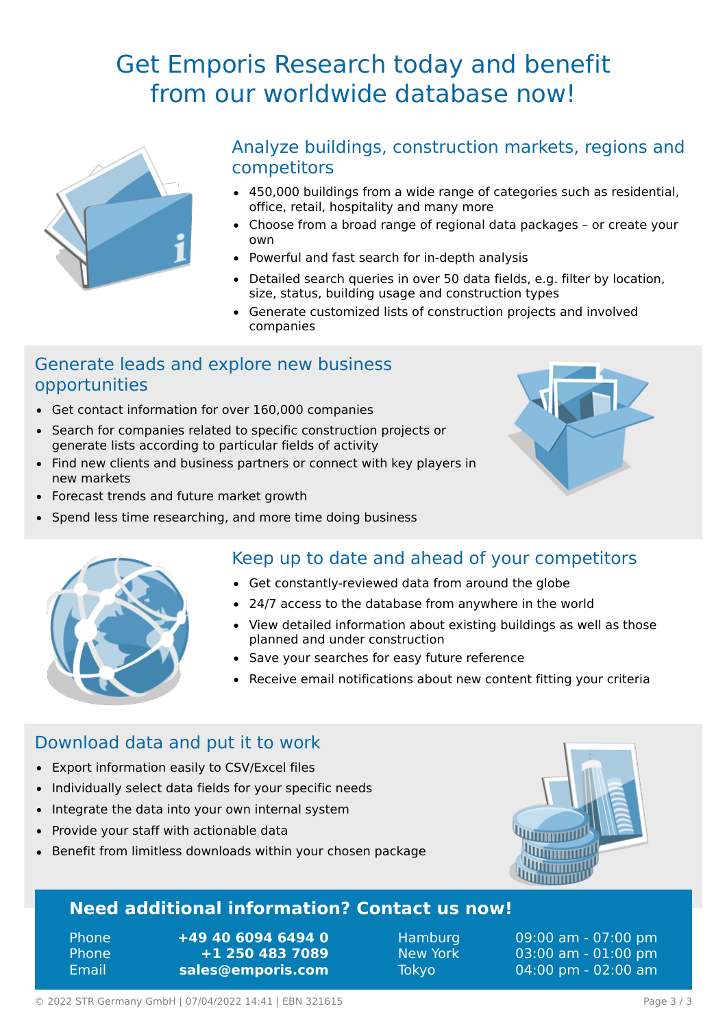# Get Emporis Research today and benefit from our worldwide database now!

## Analyze buildings, construction markets, regions and competitors

- 450,000 buildings from a wide range of categories such as residential, office, retail, hospitality and many more
- Choose from a broad range of regional data packages – or create your own
- Powerful and fast search for in-depth analysis
- Detailed search queries in over 50 data fields, e.g. filter by location, size, status, building usage and construction types
- Generate customized lists of construction projects and involved companies

## Generate leads and explore new business opportunities

- Get contact information for over 160,000 companies
- Search for companies related to specific construction projects or generate lists according to particular fields of activity
- Find new clients and business partners or connect with key players in new markets
- Forecast trends and future market growth
- Spend less time researching, and more time doing business

## Keep up to date and ahead of your competitors

- Get constantly-reviewed data from around the globe
- 24/7 access to the database from anywhere in the world
- View detailed information about existing buildings as well as those planned and under construction
- Save your searches for easy future reference
- Receive email notifications about new content fitting your criteria

## Download data and put it to work

- Export information easily to CSV/Excel files
- Individually select data fields for your specific needs
- Integrate the data into your own internal system
- Provide your staff with actionable data
- Benefit from limitless downloads within your chosen package

## Need additional information? Contact us now!

| | | | |
|---|---|---|---|
| Phone | **+49 40 6094 6494 0** | Hamburg | 09:00 am - 07:00 pm |
| Phone | **+1 250 483 7089** | New York | 03:00 am - 01:00 pm |
| Email | **sales@emporis.com** | Tokyo | 04:00 pm - 02:00 am |

© 2022 STR Germany GmbH | 07/04/2022 14:41 | EBN 321615